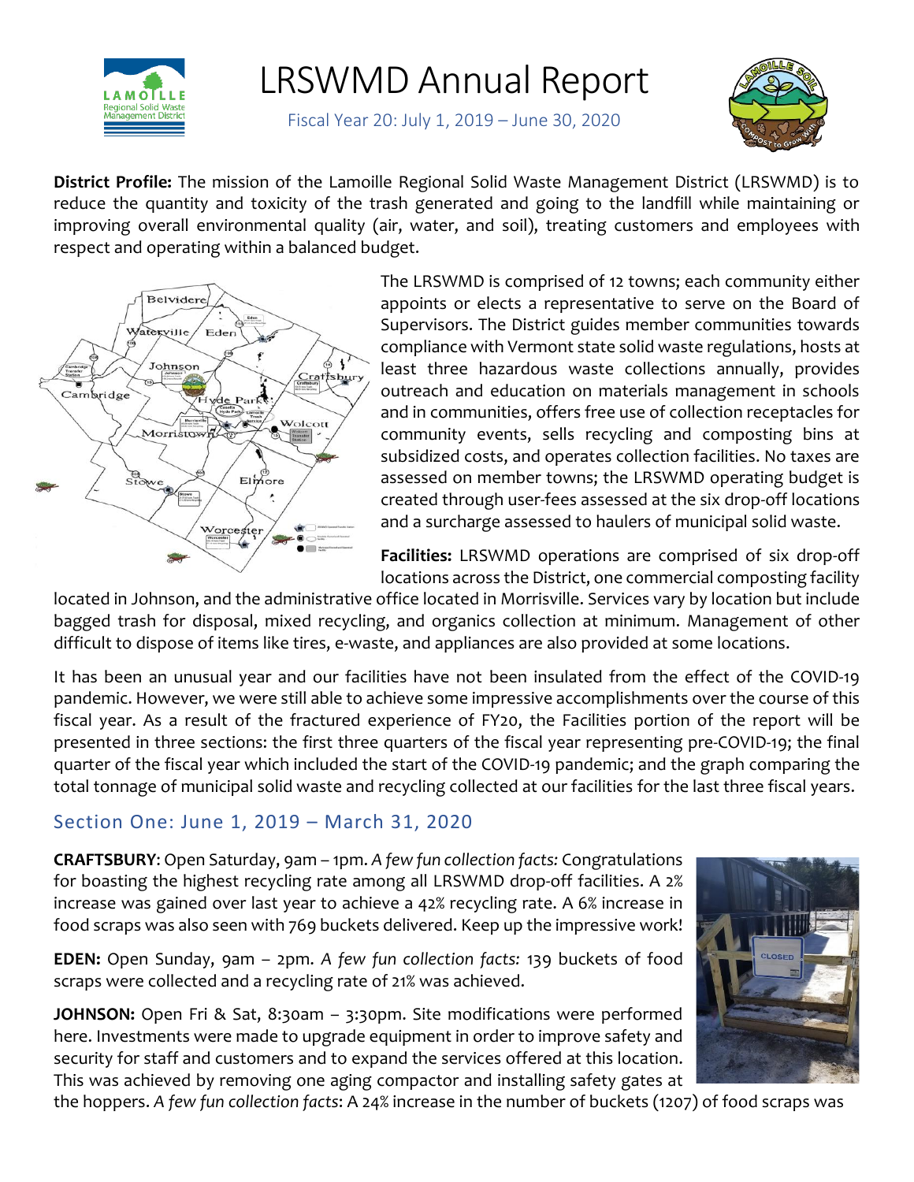# LRSWMD Annual Report

Fiscal Year 20: July 1, 2019 – June 30, 2020

**District Profile:** The mission of the Lamoille Regional Solid Waste Management District (LRSWMD) is to reduce the quantity and toxicity of the trash generated and going to the landfill while maintaining or improving overall environmental quality (air, water, and soil), treating customers and employees with respect and operating within a balanced budget.

The LRSWMD is comprised of 12 towns; each community either appoints or elects a representative to serve on the Board of Supervisors. The District guides member communities towards compliance with Vermont state solid waste regulations, hosts at least three hazardous waste collections annually, provides outreach and education on materials management in schools and in communities, offers free use of collection receptacles for community events, sells recycling and composting bins at subsidized costs, and operates collection facilities. No taxes are assessed on member towns; the LRSWMD operating budget is created through user-fees assessed at the six drop-off locations and a surcharge assessed to haulers of municipal solid waste.

**Facilities:** LRSWMD operations are comprised of six drop-off locations across the District, one commercial composting facility located in Johnson, and the administrative office located in Morrisville. Services vary by location but include bagged trash for disposal, mixed recycling, and organics collection at minimum. Management of other difficult to dispose of items like tires, e-waste, and appliances are also provided at some locations.

It has been an unusual year and our facilities have not been insulated from the effect of the COVID-19 pandemic. However, we were still able to achieve some impressive accomplishments over the course of this fiscal year. As a result of the fractured experience of FY20, the Facilities portion of the report will be presented in three sections: the first three quarters of the fiscal year representing pre-COVID-19; the final quarter of the fiscal year which included the start of the COVID-19 pandemic; and the graph comparing the total tonnage of municipal solid waste and recycling collected at our facilities for the last three fiscal years.

## Section One: June 1, 2019 – March 31, 2020

**CRAFTSBURY**: Open Saturday, 9am – 1pm. *A few fun collection facts:* Congratulations for boasting the highest recycling rate among all LRSWMD drop-off facilities. A 2% increase was gained over last year to achieve a 42% recycling rate. A 6% increase in food scraps was also seen with 769 buckets delivered. Keep up the impressive work!

**EDEN:** Open Sunday, 9am – 2pm. *A few fun collection facts:* 139 buckets of food scraps were collected and a recycling rate of 21% was achieved.

**JOHNSON:** Open Fri & Sat, 8:30am – 3:30pm. Site modifications were performed here. Investments were made to upgrade equipment in order to improve safety and security for staff and customers and to expand the services offered at this location. This was achieved by removing one aging compactor and installing safety gates at the hoppers. *A few fun collection facts*: A 24% increase in the number of buckets (1207) of food scraps was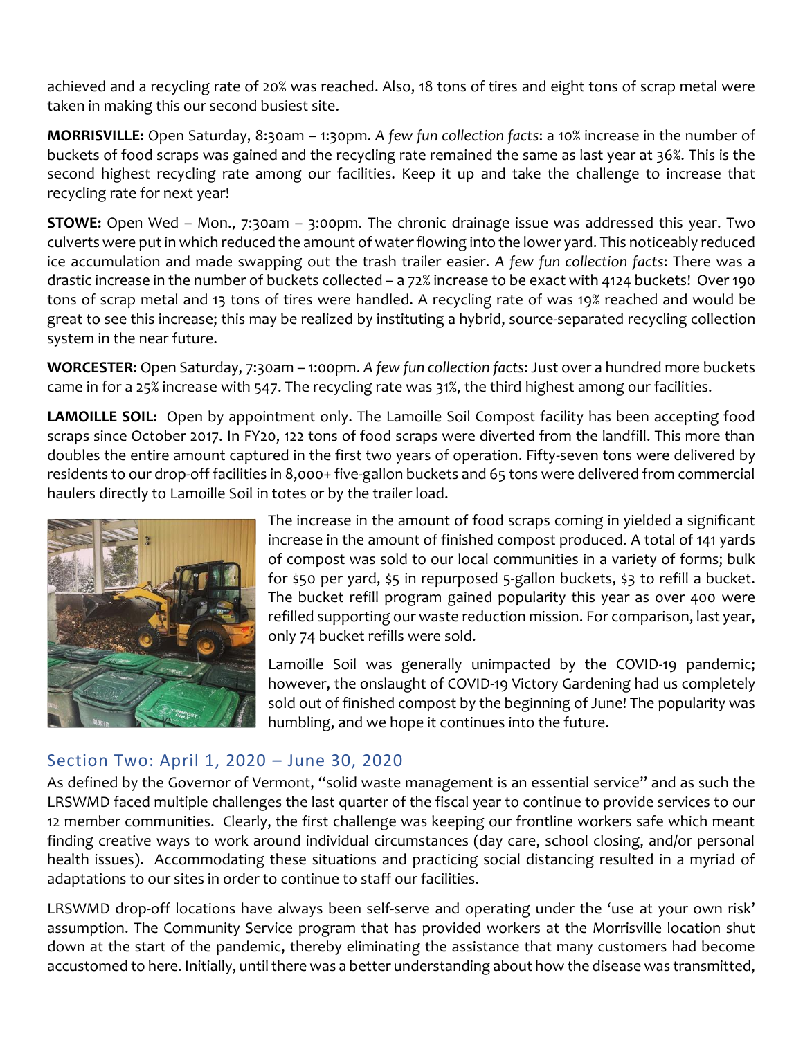achieved and a recycling rate of 20% was reached. Also, 18 tons of tires and eight tons of scrap metal were taken in making this our second busiest site.

**MORRISVILLE:** Open Saturday, 8:30am – 1:30pm. *A few fun collection facts*: a 10% increase in the number of buckets of food scraps was gained and the recycling rate remained the same as last year at 36%. This is the second highest recycling rate among our facilities. Keep it up and take the challenge to increase that recycling rate for next year!

**STOWE:** Open Wed – Mon., 7:30am – 3:00pm. The chronic drainage issue was addressed this year. Two culverts were put in which reduced the amount of water flowing into the lower yard. This noticeably reduced ice accumulation and made swapping out the trash trailer easier. *A few fun collection facts*: There was a drastic increase in the number of buckets collected – a 72% increase to be exact with 4124 buckets! Over 190 tons of scrap metal and 13 tons of tires were handled. A recycling rate of was 19% reached and would be great to see this increase; this may be realized by instituting a hybrid, source-separated recycling collection system in the near future.

**WORCESTER:** Open Saturday, 7:30am – 1:00pm. *A few fun collection facts*: Just over a hundred more buckets came in for a 25% increase with 547. The recycling rate was 31%, the third highest among our facilities.

**LAMOILLE SOIL:** Open by appointment only. The Lamoille Soil Compost facility has been accepting food scraps since October 2017. In FY20, 122 tons of food scraps were diverted from the landfill. This more than doubles the entire amount captured in the first two years of operation. Fifty-seven tons were delivered by residents to our drop-off facilities in 8,000+ five-gallon buckets and 65 tons were delivered from commercial haulers directly to Lamoille Soil in totes or by the trailer load.

The increase in the amount of food scraps coming in yielded a significant increase in the amount of finished compost produced. A total of 141 yards of compost was sold to our local communities in a variety of forms; bulk for $50 per yard, $5 in repurposed 5-gallon buckets, $3 to refill a bucket. The bucket refill program gained popularity this year as over 400 were refilled supporting our waste reduction mission. For comparison, last year, only 74 bucket refills were sold.

Lamoille Soil was generally unimpacted by the COVID-19 pandemic; however, the onslaught of COVID-19 Victory Gardening had us completely sold out of finished compost by the beginning of June! The popularity was humbling, and we hope it continues into the future.

## Section Two: April 1, 2020 – June 30, 2020

As defined by the Governor of Vermont, "solid waste management is an essential service" and as such the LRSWMD faced multiple challenges the last quarter of the fiscal year to continue to provide services to our 12 member communities. Clearly, the first challenge was keeping our frontline workers safe which meant finding creative ways to work around individual circumstances (day care, school closing, and/or personal health issues). Accommodating these situations and practicing social distancing resulted in a myriad of adaptations to our sites in order to continue to staff our facilities.

LRSWMD drop-off locations have always been self-serve and operating under the 'use at your own risk' assumption. The Community Service program that has provided workers at the Morrisville location shut down at the start of the pandemic, thereby eliminating the assistance that many customers had become accustomed to here. Initially, until there was a better understanding about how the disease was transmitted,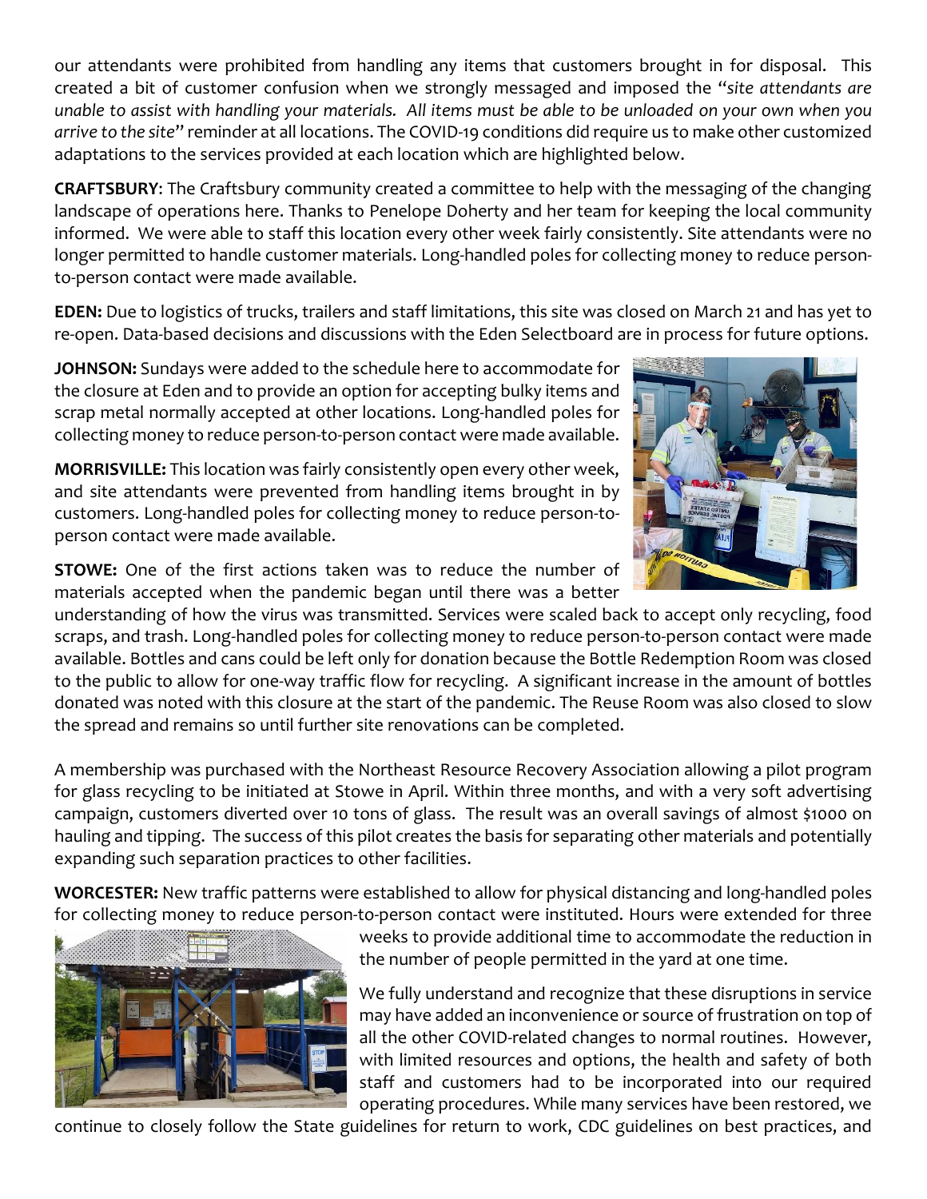our attendants were prohibited from handling any items that customers brought in for disposal. This created a bit of customer confusion when we strongly messaged and imposed the "*site attendants are unable to assist with handling your materials. All items must be able to be unloaded on your own when you arrive to the site*" reminder at all locations. The COVID-19 conditions did require us to make other customized adaptations to the services provided at each location which are highlighted below.

**CRAFTSBURY**: The Craftsbury community created a committee to help with the messaging of the changing landscape of operations here. Thanks to Penelope Doherty and her team for keeping the local community informed. We were able to staff this location every other week fairly consistently. Site attendants were no longer permitted to handle customer materials. Long-handled poles for collecting money to reduce person-to-person contact were made available.

**EDEN:** Due to logistics of trucks, trailers and staff limitations, this site was closed on March 21 and has yet to re-open. Data-based decisions and discussions with the Eden Selectboard are in process for future options.

**JOHNSON:** Sundays were added to the schedule here to accommodate for the closure at Eden and to provide an option for accepting bulky items and scrap metal normally accepted at other locations. Long-handled poles for collecting money to reduce person-to-person contact were made available.

**MORRISVILLE:** This location was fairly consistently open every other week, and site attendants were prevented from handling items brought in by customers. Long-handled poles for collecting money to reduce person-to-person contact were made available.

**STOWE:** One of the first actions taken was to reduce the number of materials accepted when the pandemic began until there was a better understanding of how the virus was transmitted. Services were scaled back to accept only recycling, food scraps, and trash. Long-handled poles for collecting money to reduce person-to-person contact were made available. Bottles and cans could be left only for donation because the Bottle Redemption Room was closed to the public to allow for one-way traffic flow for recycling. A significant increase in the amount of bottles donated was noted with this closure at the start of the pandemic. The Reuse Room was also closed to slow the spread and remains so until further site renovations can be completed.

A membership was purchased with the Northeast Resource Recovery Association allowing a pilot program for glass recycling to be initiated at Stowe in April. Within three months, and with a very soft advertising campaign, customers diverted over 10 tons of glass. The result was an overall savings of almost $1000 on hauling and tipping. The success of this pilot creates the basis for separating other materials and potentially expanding such separation practices to other facilities.

**WORCESTER:** New traffic patterns were established to allow for physical distancing and long-handled poles for collecting money to reduce person-to-person contact were instituted. Hours were extended for three weeks to provide additional time to accommodate the reduction in the number of people permitted in the yard at one time.

We fully understand and recognize that these disruptions in service may have added an inconvenience or source of frustration on top of all the other COVID-related changes to normal routines. However, with limited resources and options, the health and safety of both staff and customers had to be incorporated into our required operating procedures. While many services have been restored, we continue to closely follow the State guidelines for return to work, CDC guidelines on best practices, and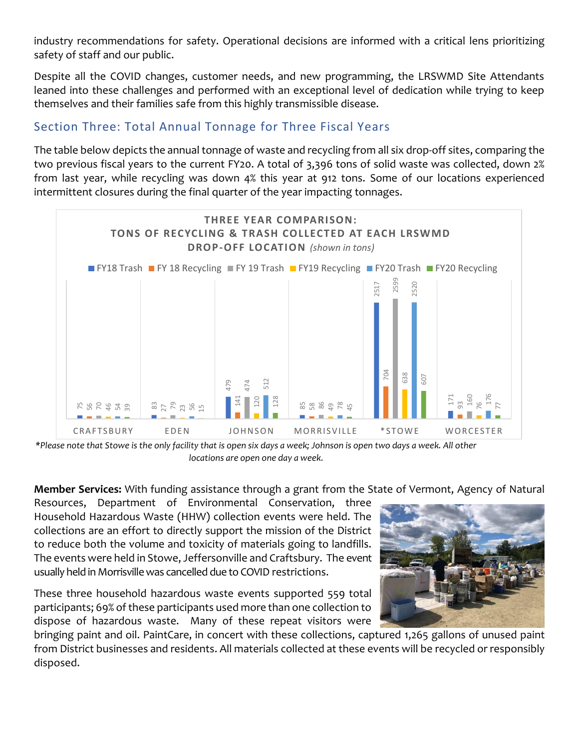industry recommendations for safety. Operational decisions are informed with a critical lens prioritizing safety of staff and our public.

Despite all the COVID changes, customer needs, and new programming, the LRSWMD Site Attendants leaned into these challenges and performed with an exceptional level of dedication while trying to keep themselves and their families safe from this highly transmissible disease.

## Section Three: Total Annual Tonnage for Three Fiscal Years

The table below depicts the annual tonnage of waste and recycling from all six drop-off sites, comparing the two previous fiscal years to the current FY20. A total of 3,396 tons of solid waste was collected, down 2% from last year, while recycling was down 4% this year at 912 tons. Some of our locations experienced intermittent closures during the final quarter of the year impacting tonnages.

**THREE YEAR COMPARISON: TONS OF RECYCLING & TRASH COLLECTED AT EACH LRSWMD DROP-OFF LOCATION** *(shown in tons)*

| Location | FY18 Trash | FY 18 Recycling | FY 19 Trash | FY19 Recycling | FY20 Trash | FY20 Recycling |
|---|---|---|---|---|---|---|
| CRAFTSBURY | 75 | 56 | 70 | 46 | 54 | 39 |
| EDEN | 83 | 27 | 79 | 23 | 56 | 15 |
| JOHNSON | 479 | 141 | 474 | 120 | 512 | 128 |
| MORRISVILLE | 85 | 58 | 86 | 49 | 78 | 45 |
| *STOWE | 2517 | 704 | 2599 | 638 | 2520 | 607 |
| WORCESTER | 171 | 93 | 160 | 76 | 176 | 77 |

*\*Please note that Stowe is the only facility that is open six days a week; Johnson is open two days a week. All other locations are open one day a week.*

**Member Services:** With funding assistance through a grant from the State of Vermont, Agency of Natural Resources, Department of Environmental Conservation, three Household Hazardous Waste (HHW) collection events were held. The collections are an effort to directly support the mission of the District to reduce both the volume and toxicity of materials going to landfills. The events were held in Stowe, Jeffersonville and Craftsbury. The event usually held in Morrisville was cancelled due to COVID restrictions.

These three household hazardous waste events supported 559 total participants; 69% of these participants used more than one collection to dispose of hazardous waste. Many of these repeat visitors were bringing paint and oil. PaintCare, in concert with these collections, captured 1,265 gallons of unused paint from District businesses and residents. All materials collected at these events will be recycled or responsibly disposed.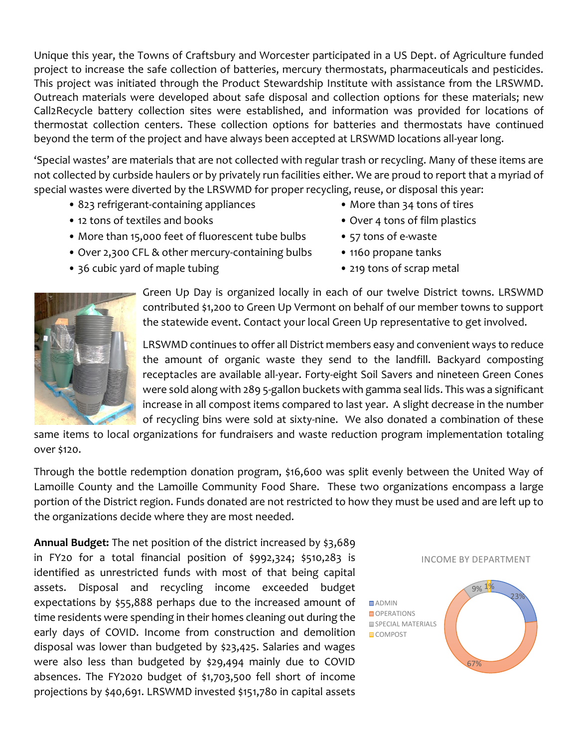Unique this year, the Towns of Craftsbury and Worcester participated in a US Dept. of Agriculture funded project to increase the safe collection of batteries, mercury thermostats, pharmaceuticals and pesticides. This project was initiated through the Product Stewardship Institute with assistance from the LRSWMD. Outreach materials were developed about safe disposal and collection options for these materials; new Call2Recycle battery collection sites were established, and information was provided for locations of thermostat collection centers. These collection options for batteries and thermostats have continued beyond the term of the project and have always been accepted at LRSWMD locations all-year long.

'Special wastes' are materials that are not collected with regular trash or recycling. Many of these items are not collected by curbside haulers or by privately run facilities either. We are proud to report that a myriad of special wastes were diverted by the LRSWMD for proper recycling, reuse, or disposal this year:

- 823 refrigerant-containing appliances
- 12 tons of textiles and books
- More than 15,000 feet of fluorescent tube bulbs
- Over 2,300 CFL & other mercury-containing bulbs
- 36 cubic yard of maple tubing
- More than 34 tons of tires
- Over 4 tons of film plastics
- 57 tons of e-waste
- 1160 propane tanks
- 219 tons of scrap metal

Green Up Day is organized locally in each of our twelve District towns. LRSWMD contributed $1,200 to Green Up Vermont on behalf of our member towns to support the statewide event. Contact your local Green Up representative to get involved.

LRSWMD continues to offer all District members easy and convenient ways to reduce the amount of organic waste they send to the landfill. Backyard composting receptacles are available all-year. Forty-eight Soil Savers and nineteen Green Cones were sold along with 289 5-gallon buckets with gamma seal lids. This was a significant increase in all compost items compared to last year. A slight decrease in the number of recycling bins were sold at sixty-nine. We also donated a combination of these same items to local organizations for fundraisers and waste reduction program implementation totaling over $120.

Through the bottle redemption donation program, $16,600 was split evenly between the United Way of Lamoille County and the Lamoille Community Food Share. These two organizations encompass a large portion of the District region. Funds donated are not restricted to how they must be used and are left up to the organizations decide where they are most needed.

**Annual Budget:** The net position of the district increased by $3,689 in FY20 for a total financial position of $992,324; $510,283 is identified as unrestricted funds with most of that being capital assets. Disposal and recycling income exceeded budget expectations by $55,888 perhaps due to the increased amount of time residents were spending in their homes cleaning out during the early days of COVID. Income from construction and demolition disposal was lower than budgeted by $23,425. Salaries and wages were also less than budgeted by $29,494 mainly due to COVID absences. The FY2020 budget of $1,703,500 fell short of income projections by $40,691. LRSWMD invested $151,780 in capital assets

INCOME BY DEPARTMENT

| Department | Share |
|---|---|
| ADMIN | 23% |
| OPERATIONS | 67% |
| SPECIAL MATERIALS | 9% |
| COMPOST | 1% |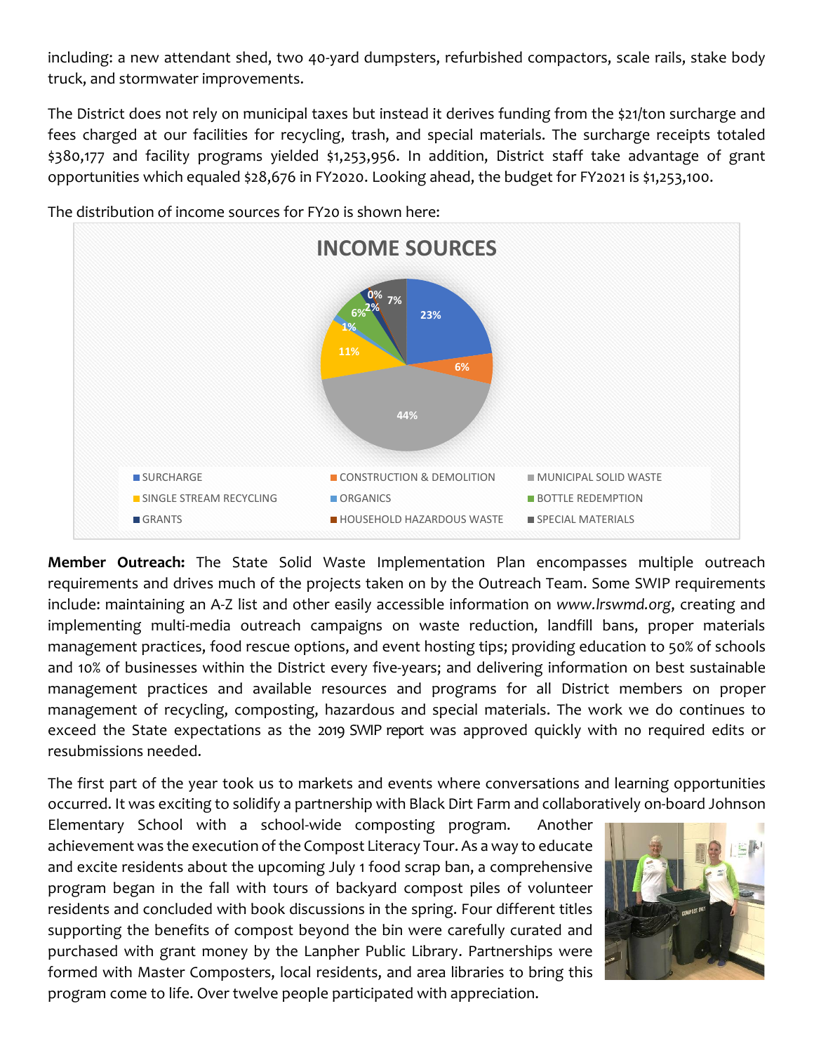including: a new attendant shed, two 40-yard dumpsters, refurbished compactors, scale rails, stake body truck, and stormwater improvements.

The District does not rely on municipal taxes but instead it derives funding from the $21/ton surcharge and fees charged at our facilities for recycling, trash, and special materials. The surcharge receipts totaled $380,177 and facility programs yielded $1,253,956. In addition, District staff take advantage of grant opportunities which equaled $28,676 in FY2020. Looking ahead, the budget for FY2021 is $1,253,100.

The distribution of income sources for FY20 is shown here:

**INCOME SOURCES**

| Source | Share |
|---|---|
| SURCHARGE | 23% |
| CONSTRUCTION & DEMOLITION | 6% |
| MUNICIPAL SOLID WASTE | 44% |
| SINGLE STREAM RECYCLING | 11% |
| ORGANICS | 1% |
| BOTTLE REDEMPTION | 6% |
| GRANTS | 2% |
| HOUSEHOLD HAZARDOUS WASTE | 0% |
| SPECIAL MATERIALS | 7% |

**Member Outreach:** The State Solid Waste Implementation Plan encompasses multiple outreach requirements and drives much of the projects taken on by the Outreach Team. Some SWIP requirements include: maintaining an A-Z list and other easily accessible information on *www.lrswmd.org*, creating and implementing multi-media outreach campaigns on waste reduction, landfill bans, proper materials management practices, food rescue options, and event hosting tips; providing education to 50% of schools and 10% of businesses within the District every five-years; and delivering information on best sustainable management practices and available resources and programs for all District members on proper management of recycling, composting, hazardous and special materials. The work we do continues to exceed the State expectations as the 2019 SWIP report was approved quickly with no required edits or resubmissions needed.

The first part of the year took us to markets and events where conversations and learning opportunities occurred. It was exciting to solidify a partnership with Black Dirt Farm and collaboratively on-board Johnson Elementary School with a school-wide composting program. Another achievement was the execution of the Compost Literacy Tour. As a way to educate and excite residents about the upcoming July 1 food scrap ban, a comprehensive program began in the fall with tours of backyard compost piles of volunteer residents and concluded with book discussions in the spring. Four different titles supporting the benefits of compost beyond the bin were carefully curated and purchased with grant money by the Lanpher Public Library. Partnerships were formed with Master Composters, local residents, and area libraries to bring this program come to life. Over twelve people participated with appreciation.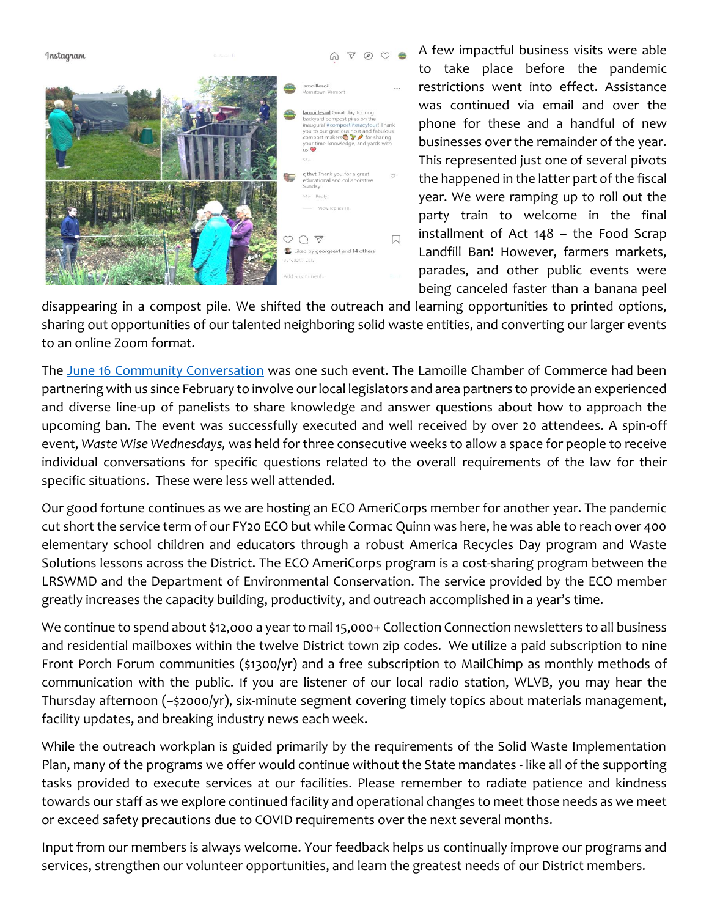A few impactful business visits were able to take place before the pandemic restrictions went into effect. Assistance was continued via email and over the phone for these and a handful of new businesses over the remainder of the year. This represented just one of several pivots the happened in the latter part of the fiscal year. We were ramping up to roll out the party train to welcome in the final installment of Act 148 – the Food Scrap Landfill Ban! However, farmers markets, parades, and other public events were being canceled faster than a banana peel disappearing in a compost pile. We shifted the outreach and learning opportunities to printed options, sharing out opportunities of our talented neighboring solid waste entities, and converting our larger events to an online Zoom format.

The [June 16 Community Conversation]() was one such event. The Lamoille Chamber of Commerce had been partnering with us since February to involve our local legislators and area partners to provide an experienced and diverse line-up of panelists to share knowledge and answer questions about how to approach the upcoming ban. The event was successfully executed and well received by over 20 attendees. A spin-off event, *Waste Wise Wednesdays,* was held for three consecutive weeks to allow a space for people to receive individual conversations for specific questions related to the overall requirements of the law for their specific situations. These were less well attended.

Our good fortune continues as we are hosting an ECO AmeriCorps member for another year. The pandemic cut short the service term of our FY20 ECO but while Cormac Quinn was here, he was able to reach over 400 elementary school children and educators through a robust America Recycles Day program and Waste Solutions lessons across the District. The ECO AmeriCorps program is a cost-sharing program between the LRSWMD and the Department of Environmental Conservation. The service provided by the ECO member greatly increases the capacity building, productivity, and outreach accomplished in a year's time.

We continue to spend about $12,000 a year to mail 15,000+ Collection Connection newsletters to all business and residential mailboxes within the twelve District town zip codes. We utilize a paid subscription to nine Front Porch Forum communities ($1300/yr) and a free subscription to MailChimp as monthly methods of communication with the public. If you are listener of our local radio station, WLVB, you may hear the Thursday afternoon (~$2000/yr), six-minute segment covering timely topics about materials management, facility updates, and breaking industry news each week.

While the outreach workplan is guided primarily by the requirements of the Solid Waste Implementation Plan, many of the programs we offer would continue without the State mandates - like all of the supporting tasks provided to execute services at our facilities. Please remember to radiate patience and kindness towards our staff as we explore continued facility and operational changes to meet those needs as we meet or exceed safety precautions due to COVID requirements over the next several months.

Input from our members is always welcome. Your feedback helps us continually improve our programs and services, strengthen our volunteer opportunities, and learn the greatest needs of our District members.